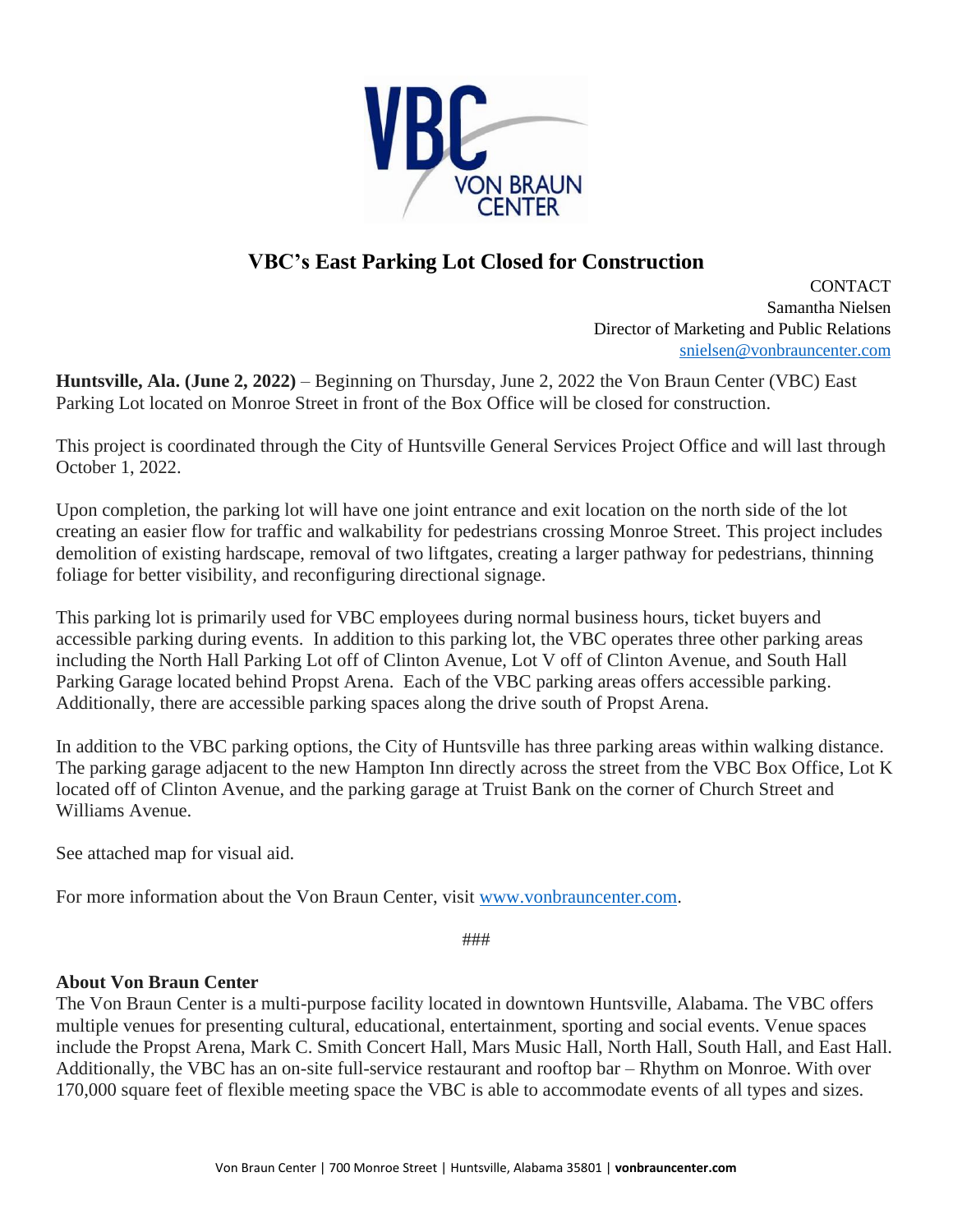# VBC's East Parking Lot Closed for Construction

CONTACT
Samantha Nielsen
Director of Marketing and Public Relations
snielsen@vonbrauncenter.com

**Huntsville, Ala. (June 2, 2022)** – Beginning on Thursday, June 2, 2022 the Von Braun Center (VBC) East Parking Lot located on Monroe Street in front of the Box Office will be closed for construction.

This project is coordinated through the City of Huntsville General Services Project Office and will last through October 1, 2022.

Upon completion, the parking lot will have one joint entrance and exit location on the north side of the lot creating an easier flow for traffic and walkability for pedestrians crossing Monroe Street. This project includes demolition of existing hardscape, removal of two liftgates, creating a larger pathway for pedestrians, thinning foliage for better visibility, and reconfiguring directional signage.

This parking lot is primarily used for VBC employees during normal business hours, ticket buyers and accessible parking during events. In addition to this parking lot, the VBC operates three other parking areas including the North Hall Parking Lot off of Clinton Avenue, Lot V off of Clinton Avenue, and South Hall Parking Garage located behind Propst Arena. Each of the VBC parking areas offers accessible parking. Additionally, there are accessible parking spaces along the drive south of Propst Arena.

In addition to the VBC parking options, the City of Huntsville has three parking areas within walking distance. The parking garage adjacent to the new Hampton Inn directly across the street from the VBC Box Office, Lot K located off of Clinton Avenue, and the parking garage at Truist Bank on the corner of Church Street and Williams Avenue.

See attached map for visual aid.

For more information about the Von Braun Center, visit www.vonbrauncenter.com.

###

**About Von Braun Center**
The Von Braun Center is a multi-purpose facility located in downtown Huntsville, Alabama. The VBC offers multiple venues for presenting cultural, educational, entertainment, sporting and social events. Venue spaces include the Propst Arena, Mark C. Smith Concert Hall, Mars Music Hall, North Hall, South Hall, and East Hall. Additionally, the VBC has an on-site full-service restaurant and rooftop bar – Rhythm on Monroe. With over 170,000 square feet of flexible meeting space the VBC is able to accommodate events of all types and sizes.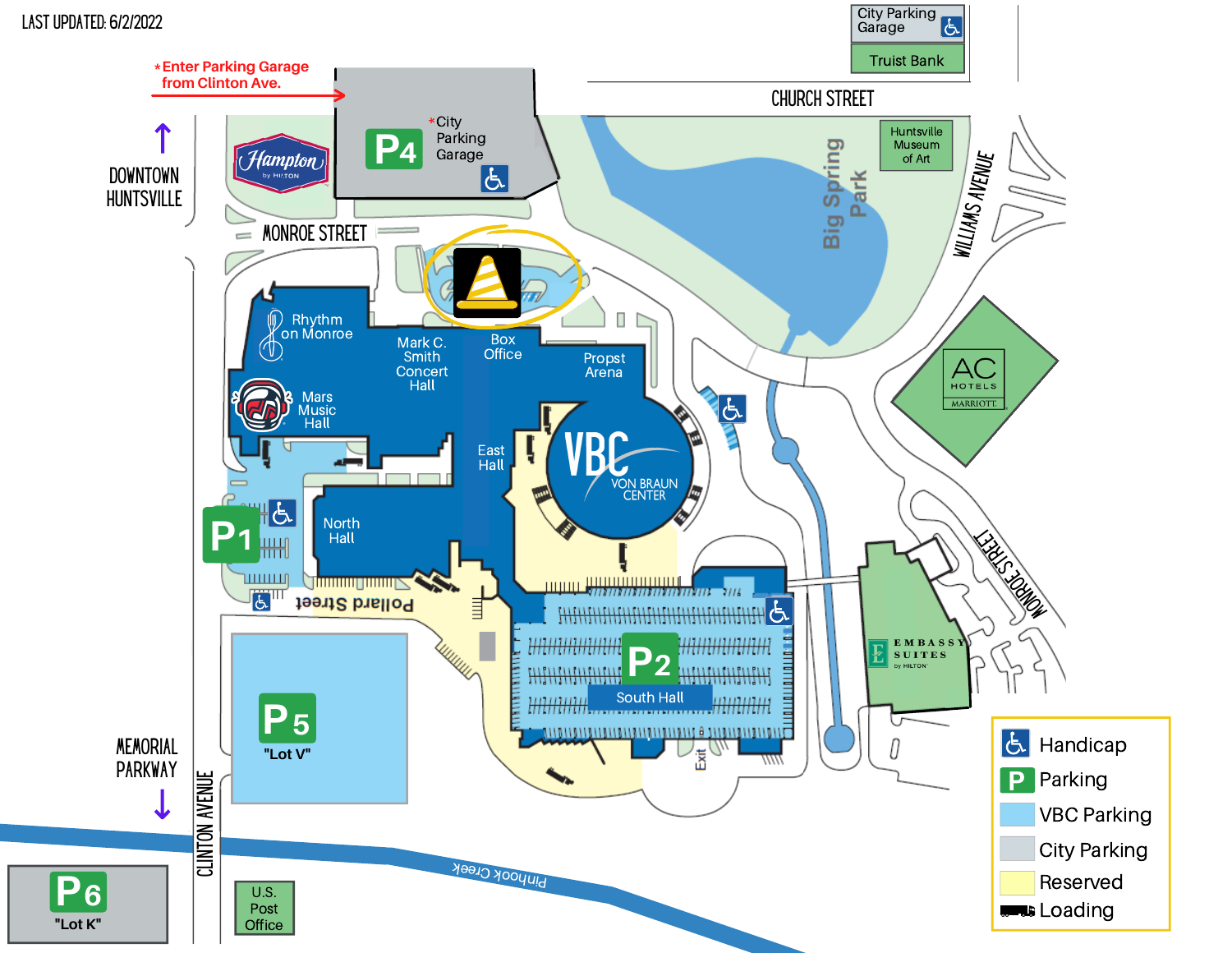LAST UPDATED: 6/2/2022

*Enter Parking Garage from Clinton Ave.

DOWNTOWN HUNTSVILLE

P4 *City Parking Garage

City Parking Garage

Truist Bank

CHURCH STREET

MONROE STREET

Hampton by Hilton

Big Spring Park

Huntsville Museum of Art

WILLIAMS AVENUE

AC HOTELS MARRIOTT

Rhythm on Monroe

Mark C. Smith Concert Hall

Box Office

Propst Arena

Mars Music Hall

East Hall

VBC VON BRAUN CENTER

P1

North Hall

Pollard Street

MONROE STREET

EMBASSY SUITES by Hilton

P2

South Hall

Exit

MEMORIAL PARKWAY

P5 "Lot V"

CLINTON AVENUE

Pinhook Creek

P6 "Lot K"

U.S. Post Office

- Handicap
- Parking
- VBC Parking
- City Parking
- Reserved
- Loading